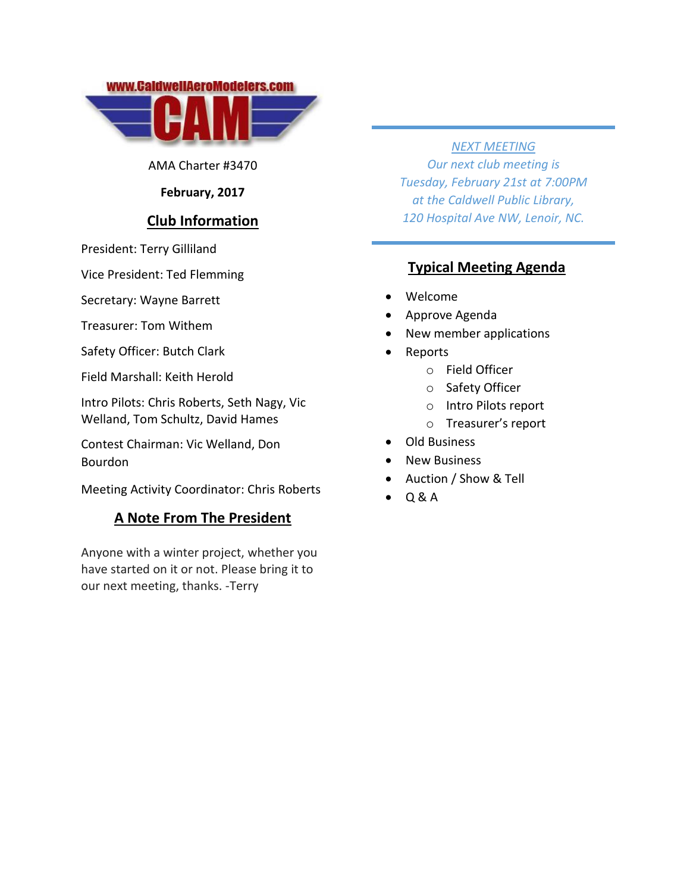www.CaldwellAeroModelers.com

CAM

AMA Charter #3470

**February, 2017**

## Club Information

President: Terry Gilliland

Vice President: Ted Flemming

Secretary: Wayne Barrett

Treasurer: Tom Withem

Safety Officer: Butch Clark

Field Marshall: Keith Herold

Intro Pilots: Chris Roberts, Seth Nagy, Vic Welland, Tom Schultz, David Hames

Contest Chairman: Vic Welland, Don Bourdon

Meeting Activity Coordinator: Chris Roberts

## A Note From The President

Anyone with a winter project, whether you have started on it or not. Please bring it to our next meeting, thanks. -Terry

---

*NEXT MEETING*

*Our next club meeting is Tuesday, February 21st at 7:00PM at the Caldwell Public Library, 120 Hospital Ave NW, Lenoir, NC.*

---

## Typical Meeting Agenda

- Welcome
- Approve Agenda
- New member applications
- Reports
  - Field Officer
  - Safety Officer
  - Intro Pilots report
  - Treasurer's report
- Old Business
- New Business
- Auction / Show & Tell
- Q & A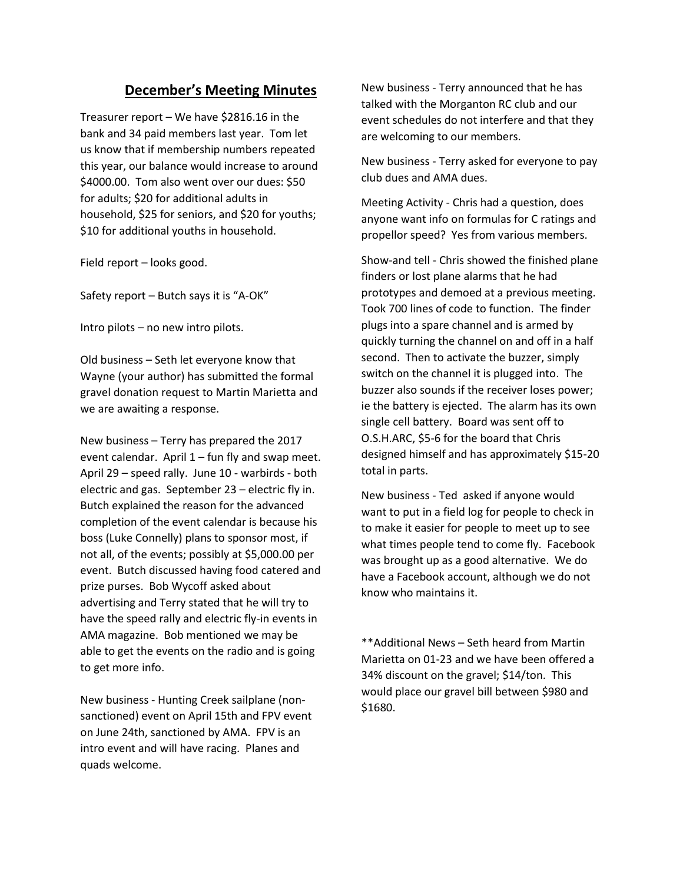## December's Meeting Minutes

Treasurer report – We have $2816.16 in the bank and 34 paid members last year. Tom let us know that if membership numbers repeated this year, our balance would increase to around $4000.00. Tom also went over our dues: $50 for adults; $20 for additional adults in household, $25 for seniors, and $20 for youths; $10 for additional youths in household.

Field report – looks good.

Safety report – Butch says it is "A-OK"

Intro pilots – no new intro pilots.

Old business – Seth let everyone know that Wayne (your author) has submitted the formal gravel donation request to Martin Marietta and we are awaiting a response.

New business – Terry has prepared the 2017 event calendar. April 1 – fun fly and swap meet. April 29 – speed rally. June 10 - warbirds - both electric and gas. September 23 – electric fly in. Butch explained the reason for the advanced completion of the event calendar is because his boss (Luke Connelly) plans to sponsor most, if not all, of the events; possibly at $5,000.00 per event. Butch discussed having food catered and prize purses. Bob Wycoff asked about advertising and Terry stated that he will try to have the speed rally and electric fly-in events in AMA magazine. Bob mentioned we may be able to get the events on the radio and is going to get more info.

New business - Hunting Creek sailplane (non-sanctioned) event on April 15th and FPV event on June 24th, sanctioned by AMA. FPV is an intro event and will have racing. Planes and quads welcome.

New business - Terry announced that he has talked with the Morganton RC club and our event schedules do not interfere and that they are welcoming to our members.

New business - Terry asked for everyone to pay club dues and AMA dues.

Meeting Activity - Chris had a question, does anyone want info on formulas for C ratings and propellor speed? Yes from various members.

Show-and tell - Chris showed the finished plane finders or lost plane alarms that he had prototypes and demoed at a previous meeting. Took 700 lines of code to function. The finder plugs into a spare channel and is armed by quickly turning the channel on and off in a half second. Then to activate the buzzer, simply switch on the channel it is plugged into. The buzzer also sounds if the receiver loses power; ie the battery is ejected. The alarm has its own single cell battery. Board was sent off to O.S.H.ARC, $5-6 for the board that Chris designed himself and has approximately $15-20 total in parts.

New business - Ted asked if anyone would want to put in a field log for people to check in to make it easier for people to meet up to see what times people tend to come fly. Facebook was brought up as a good alternative. We do have a Facebook account, although we do not know who maintains it.

**Additional News – Seth heard from Martin Marietta on 01-23 and we have been offered a 34% discount on the gravel; $14/ton. This would place our gravel bill between $980 and $1680.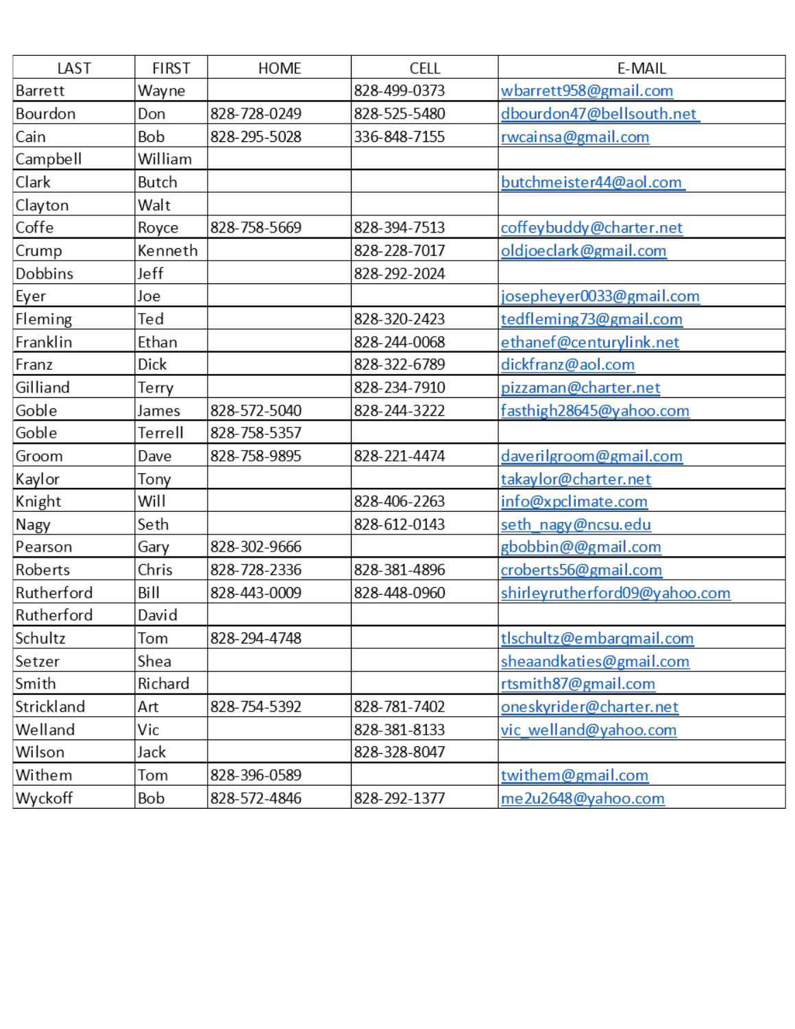| LAST | FIRST | HOME | CELL | E-MAIL |
| --- | --- | --- | --- | --- |
| Barrett | Wayne | | 828-499-0373 | wbarrett958@gmail.com |
| Bourdon | Don | 828-728-0249 | 828-525-5480 | dbourdon47@bellsouth.net |
| Cain | Bob | 828-295-5028 | 336-848-7155 | rwcainsa@gmail.com |
| Campbell | William | | | |
| Clark | Butch | | | butchmeister44@aol.com |
| Clayton | Walt | | | |
| Coffe | Royce | 828-758-5669 | 828-394-7513 | coffeybuddy@charter.net |
| Crump | Kenneth | | 828-228-7017 | oldjoeclark@gmail.com |
| Dobbins | Jeff | | 828-292-2024 | |
| Eyer | Joe | | | josepheyer0033@gmail.com |
| Fleming | Ted | | 828-320-2423 | tedfleming73@gmail.com |
| Franklin | Ethan | | 828-244-0068 | ethanef@centurylink.net |
| Franz | Dick | | 828-322-6789 | dickfranz@aol.com |
| Gilliand | Terry | | 828-234-7910 | pizzaman@charter.net |
| Goble | James | 828-572-5040 | 828-244-3222 | fasthigh28645@yahoo.com |
| Goble | Terrell | 828-758-5357 | | |
| Groom | Dave | 828-758-9895 | 828-221-4474 | daverilgroom@gmail.com |
| Kaylor | Tony | | | takaylor@charter.net |
| Knight | Will | | 828-406-2263 | info@xpclimate.com |
| Nagy | Seth | | 828-612-0143 | seth_nagy@ncsu.edu |
| Pearson | Gary | 828-302-9666 | | gbobbin@@gmail.com |
| Roberts | Chris | 828-728-2336 | 828-381-4896 | croberts56@gmail.com |
| Rutherford | Bill | 828-443-0009 | 828-448-0960 | shirleyrutherford09@yahoo.com |
| Rutherford | David | | | |
| Schultz | Tom | 828-294-4748 | | tlschultz@embarqmail.com |
| Setzer | Shea | | | sheaandkaties@gmail.com |
| Smith | Richard | | | rtsmith87@gmail.com |
| Strickland | Art | 828-754-5392 | 828-781-7402 | oneskyrider@charter.net |
| Welland | Vic | | 828-381-8133 | vic_welland@yahoo.com |
| Wilson | Jack | | 828-328-8047 | |
| Withem | Tom | 828-396-0589 | | twithem@gmail.com |
| Wyckoff | Bob | 828-572-4846 | 828-292-1377 | me2u2648@yahoo.com |